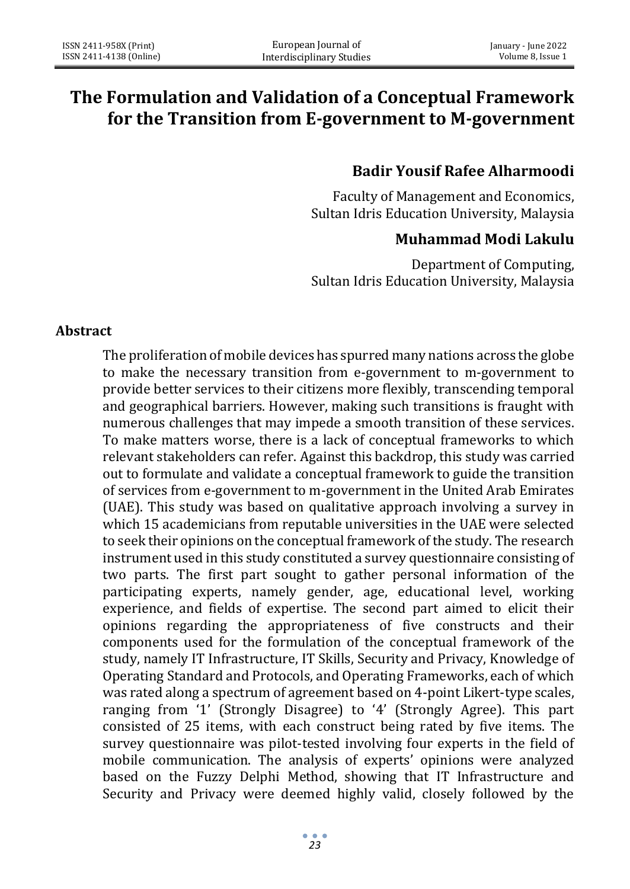# The Formulation and Validation of a Conceptual Framework for the Transition from E-government to M-government

**Badir Yousif Rafee Alharmoodi**

Faculty of Management and Economics,
Sultan Idris Education University, Malaysia

**Muhammad Modi Lakulu**

Department of Computing,
Sultan Idris Education University, Malaysia

## Abstract

The proliferation of mobile devices has spurred many nations across the globe to make the necessary transition from e-government to m-government to provide better services to their citizens more flexibly, transcending temporal and geographical barriers. However, making such transitions is fraught with numerous challenges that may impede a smooth transition of these services. To make matters worse, there is a lack of conceptual frameworks to which relevant stakeholders can refer. Against this backdrop, this study was carried out to formulate and validate a conceptual framework to guide the transition of services from e-government to m-government in the United Arab Emirates (UAE). This study was based on qualitative approach involving a survey in which 15 academicians from reputable universities in the UAE were selected to seek their opinions on the conceptual framework of the study. The research instrument used in this study constituted a survey questionnaire consisting of two parts. The first part sought to gather personal information of the participating experts, namely gender, age, educational level, working experience, and fields of expertise. The second part aimed to elicit their opinions regarding the appropriateness of five constructs and their components used for the formulation of the conceptual framework of the study, namely IT Infrastructure, IT Skills, Security and Privacy, Knowledge of Operating Standard and Protocols, and Operating Frameworks, each of which was rated along a spectrum of agreement based on 4-point Likert-type scales, ranging from '1' (Strongly Disagree) to '4' (Strongly Agree). This part consisted of 25 items, with each construct being rated by five items. The survey questionnaire was pilot-tested involving four experts in the field of mobile communication. The analysis of experts' opinions were analyzed based on the Fuzzy Delphi Method, showing that IT Infrastructure and Security and Privacy were deemed highly valid, closely followed by the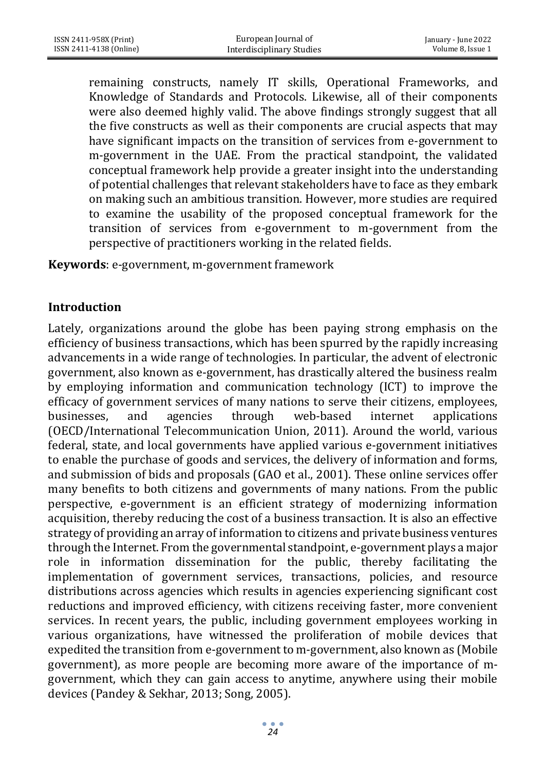remaining constructs, namely IT skills, Operational Frameworks, and Knowledge of Standards and Protocols. Likewise, all of their components were also deemed highly valid. The above findings strongly suggest that all the five constructs as well as their components are crucial aspects that may have significant impacts on the transition of services from e-government to m-government in the UAE. From the practical standpoint, the validated conceptual framework help provide a greater insight into the understanding of potential challenges that relevant stakeholders have to face as they embark on making such an ambitious transition. However, more studies are required to examine the usability of the proposed conceptual framework for the transition of services from e-government to m-government from the perspective of practitioners working in the related fields.

**Keywords**: e-government, m-government framework

## Introduction

Lately, organizations around the globe has been paying strong emphasis on the efficiency of business transactions, which has been spurred by the rapidly increasing advancements in a wide range of technologies. In particular, the advent of electronic government, also known as e-government, has drastically altered the business realm by employing information and communication technology (ICT) to improve the efficacy of government services of many nations to serve their citizens, employees, businesses, and agencies through web-based internet applications (OECD/International Telecommunication Union, 2011). Around the world, various federal, state, and local governments have applied various e-government initiatives to enable the purchase of goods and services, the delivery of information and forms, and submission of bids and proposals (GAO et al., 2001). These online services offer many benefits to both citizens and governments of many nations. From the public perspective, e-government is an efficient strategy of modernizing information acquisition, thereby reducing the cost of a business transaction. It is also an effective strategy of providing an array of information to citizens and private business ventures through the Internet. From the governmental standpoint, e-government plays a major role in information dissemination for the public, thereby facilitating the implementation of government services, transactions, policies, and resource distributions across agencies which results in agencies experiencing significant cost reductions and improved efficiency, with citizens receiving faster, more convenient services. In recent years, the public, including government employees working in various organizations, have witnessed the proliferation of mobile devices that expedited the transition from e-government to m-government, also known as (Mobile government), as more people are becoming more aware of the importance of m-government, which they can gain access to anytime, anywhere using their mobile devices (Pandey & Sekhar, 2013; Song, 2005).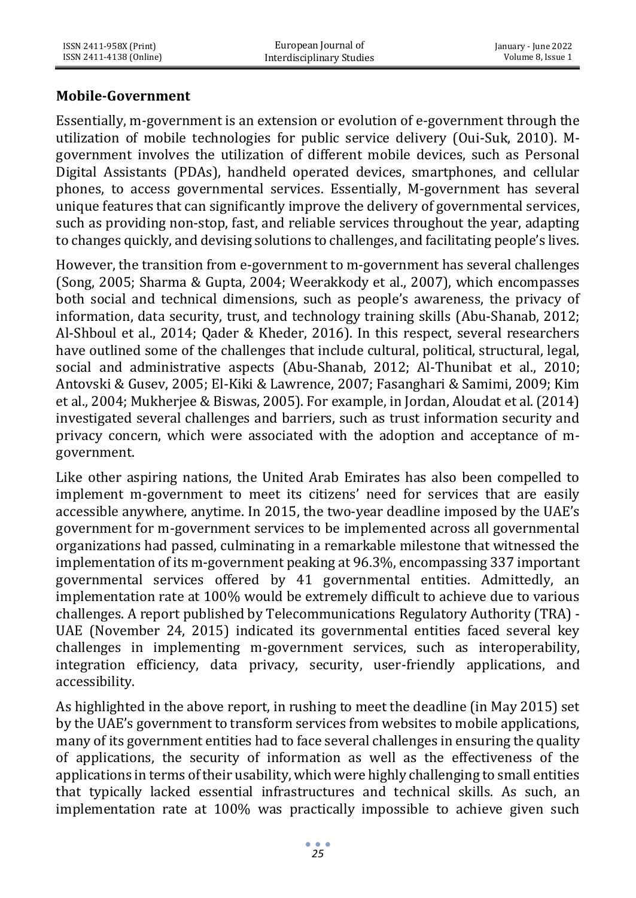### Mobile-Government

Essentially, m-government is an extension or evolution of e-government through the utilization of mobile technologies for public service delivery (Oui-Suk, 2010). M-government involves the utilization of different mobile devices, such as Personal Digital Assistants (PDAs), handheld operated devices, smartphones, and cellular phones, to access governmental services. Essentially, M-government has several unique features that can significantly improve the delivery of governmental services, such as providing non-stop, fast, and reliable services throughout the year, adapting to changes quickly, and devising solutions to challenges, and facilitating people's lives.

However, the transition from e-government to m-government has several challenges (Song, 2005; Sharma & Gupta, 2004; Weerakkody et al., 2007), which encompasses both social and technical dimensions, such as people's awareness, the privacy of information, data security, trust, and technology training skills (Abu-Shanab, 2012; Al-Shboul et al., 2014; Qader & Kheder, 2016). In this respect, several researchers have outlined some of the challenges that include cultural, political, structural, legal, social and administrative aspects (Abu-Shanab, 2012; Al-Thunibat et al., 2010; Antovski & Gusev, 2005; El-Kiki & Lawrence, 2007; Fasanghari & Samimi, 2009; Kim et al., 2004; Mukherjee & Biswas, 2005). For example, in Jordan, Aloudat et al. (2014) investigated several challenges and barriers, such as trust information security and privacy concern, which were associated with the adoption and acceptance of m-government.

Like other aspiring nations, the United Arab Emirates has also been compelled to implement m-government to meet its citizens' need for services that are easily accessible anywhere, anytime. In 2015, the two-year deadline imposed by the UAE's government for m-government services to be implemented across all governmental organizations had passed, culminating in a remarkable milestone that witnessed the implementation of its m-government peaking at 96.3%, encompassing 337 important governmental services offered by 41 governmental entities. Admittedly, an implementation rate at 100% would be extremely difficult to achieve due to various challenges. A report published by Telecommunications Regulatory Authority (TRA) - UAE (November 24, 2015) indicated its governmental entities faced several key challenges in implementing m-government services, such as interoperability, integration efficiency, data privacy, security, user-friendly applications, and accessibility.

As highlighted in the above report, in rushing to meet the deadline (in May 2015) set by the UAE's government to transform services from websites to mobile applications, many of its government entities had to face several challenges in ensuring the quality of applications, the security of information as well as the effectiveness of the applications in terms of their usability, which were highly challenging to small entities that typically lacked essential infrastructures and technical skills. As such, an implementation rate at 100% was practically impossible to achieve given such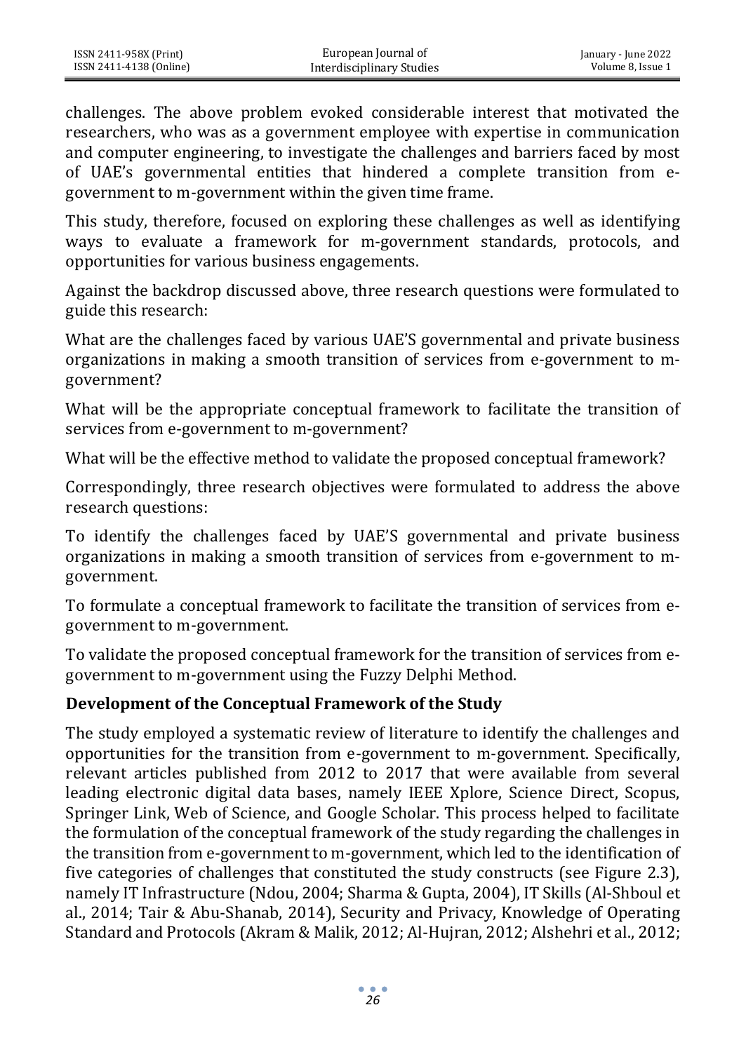challenges. The above problem evoked considerable interest that motivated the researchers, who was as a government employee with expertise in communication and computer engineering, to investigate the challenges and barriers faced by most of UAE's governmental entities that hindered a complete transition from e-government to m-government within the given time frame.

This study, therefore, focused on exploring these challenges as well as identifying ways to evaluate a framework for m-government standards, protocols, and opportunities for various business engagements.

Against the backdrop discussed above, three research questions were formulated to guide this research:

What are the challenges faced by various UAE'S governmental and private business organizations in making a smooth transition of services from e-government to m-government?

What will be the appropriate conceptual framework to facilitate the transition of services from e-government to m-government?

What will be the effective method to validate the proposed conceptual framework?

Correspondingly, three research objectives were formulated to address the above research questions:

To identify the challenges faced by UAE'S governmental and private business organizations in making a smooth transition of services from e-government to m-government.

To formulate a conceptual framework to facilitate the transition of services from e-government to m-government.

To validate the proposed conceptual framework for the transition of services from e-government to m-government using the Fuzzy Delphi Method.

## Development of the Conceptual Framework of the Study

The study employed a systematic review of literature to identify the challenges and opportunities for the transition from e-government to m-government. Specifically, relevant articles published from 2012 to 2017 that were available from several leading electronic digital data bases, namely IEEE Xplore, Science Direct, Scopus, Springer Link, Web of Science, and Google Scholar. This process helped to facilitate the formulation of the conceptual framework of the study regarding the challenges in the transition from e-government to m-government, which led to the identification of five categories of challenges that constituted the study constructs (see Figure 2.3), namely IT Infrastructure (Ndou, 2004; Sharma & Gupta, 2004), IT Skills (Al-Shboul et al., 2014; Tair & Abu-Shanab, 2014), Security and Privacy, Knowledge of Operating Standard and Protocols (Akram & Malik, 2012; Al-Hujran, 2012; Alshehri et al., 2012;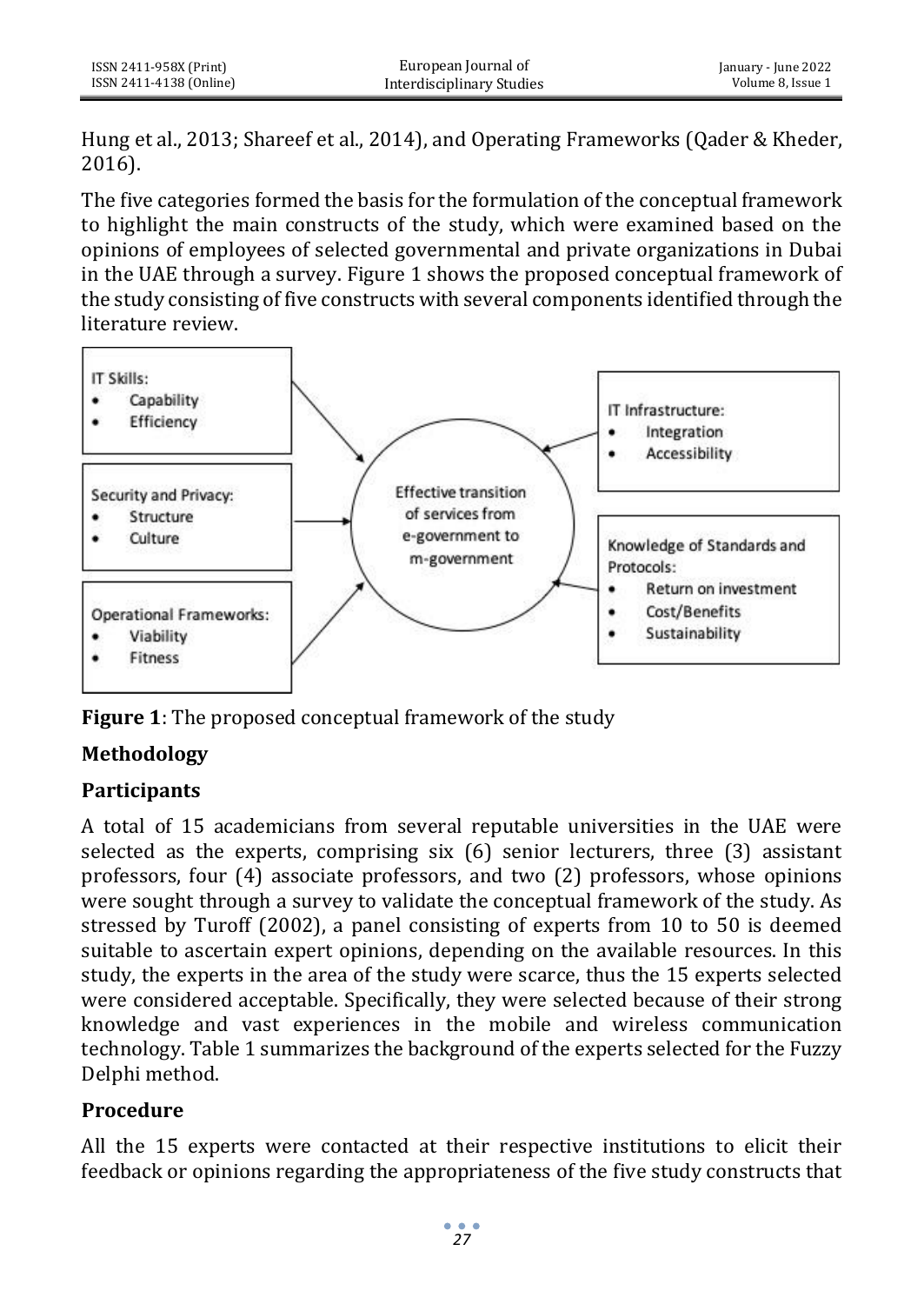Hung et al., 2013; Shareef et al., 2014), and Operating Frameworks (Qader & Kheder, 2016).

The five categories formed the basis for the formulation of the conceptual framework to highlight the main constructs of the study, which were examined based on the opinions of employees of selected governmental and private organizations in Dubai in the UAE through a survey. Figure 1 shows the proposed conceptual framework of the study consisting of five constructs with several components identified through the literature review.

IT Skills:
- Capability
- Efficiency

Security and Privacy:
- Structure
- Culture

Operational Frameworks:
- Viability
- Fitness

Effective transition of services from e-government to m-government

IT Infrastructure:
- Integration
- Accessibility

Knowledge of Standards and Protocols:
- Return on investment
- Cost/Benefits
- Sustainability

**Figure 1**: The proposed conceptual framework of the study

## Methodology

### Participants

A total of 15 academicians from several reputable universities in the UAE were selected as the experts, comprising six (6) senior lecturers, three (3) assistant professors, four (4) associate professors, and two (2) professors, whose opinions were sought through a survey to validate the conceptual framework of the study. As stressed by Turoff (2002), a panel consisting of experts from 10 to 50 is deemed suitable to ascertain expert opinions, depending on the available resources. In this study, the experts in the area of the study were scarce, thus the 15 experts selected were considered acceptable. Specifically, they were selected because of their strong knowledge and vast experiences in the mobile and wireless communication technology. Table 1 summarizes the background of the experts selected for the Fuzzy Delphi method.

### Procedure

All the 15 experts were contacted at their respective institutions to elicit their feedback or opinions regarding the appropriateness of the five study constructs that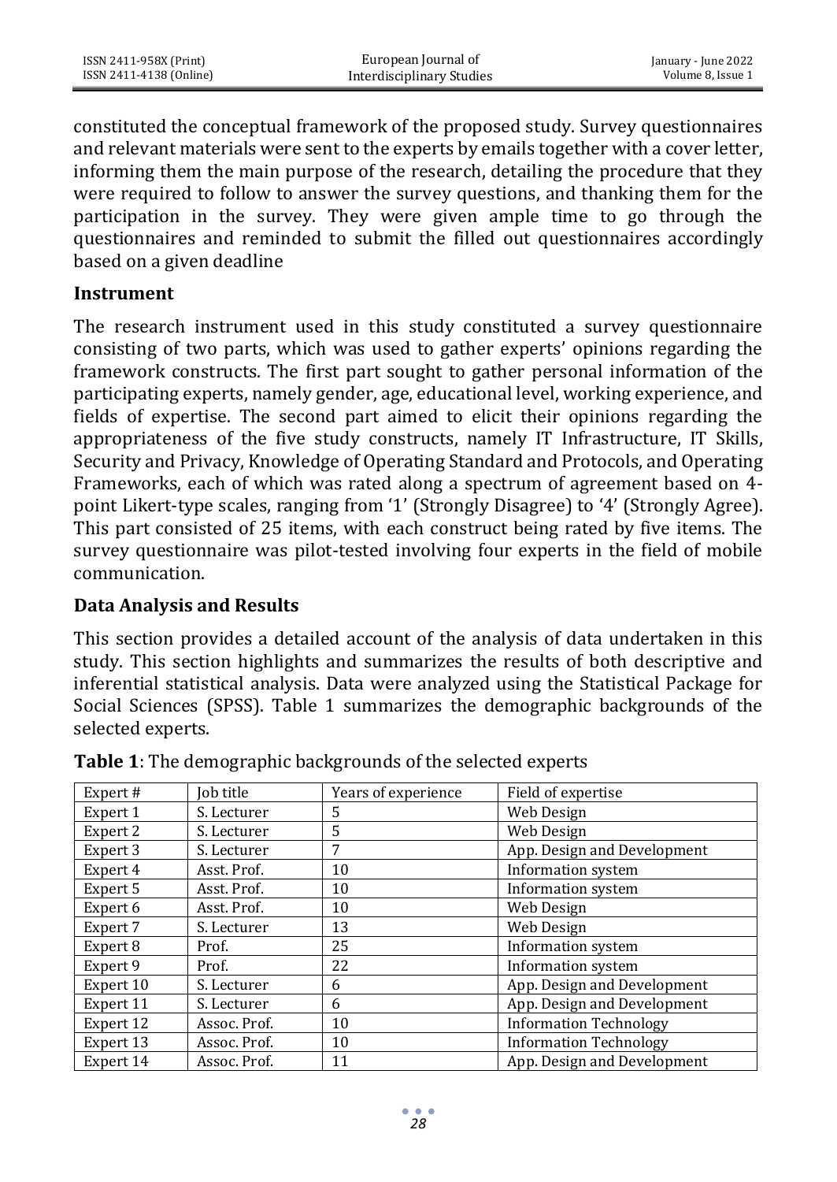constituted the conceptual framework of the proposed study. Survey questionnaires and relevant materials were sent to the experts by emails together with a cover letter, informing them the main purpose of the research, detailing the procedure that they were required to follow to answer the survey questions, and thanking them for the participation in the survey. They were given ample time to go through the questionnaires and reminded to submit the filled out questionnaires accordingly based on a given deadline

### Instrument

The research instrument used in this study constituted a survey questionnaire consisting of two parts, which was used to gather experts' opinions regarding the framework constructs. The first part sought to gather personal information of the participating experts, namely gender, age, educational level, working experience, and fields of expertise. The second part aimed to elicit their opinions regarding the appropriateness of the five study constructs, namely IT Infrastructure, IT Skills, Security and Privacy, Knowledge of Operating Standard and Protocols, and Operating Frameworks, each of which was rated along a spectrum of agreement based on 4-point Likert-type scales, ranging from '1' (Strongly Disagree) to '4' (Strongly Agree). This part consisted of 25 items, with each construct being rated by five items. The survey questionnaire was pilot-tested involving four experts in the field of mobile communication.

### Data Analysis and Results

This section provides a detailed account of the analysis of data undertaken in this study. This section highlights and summarizes the results of both descriptive and inferential statistical analysis. Data were analyzed using the Statistical Package for Social Sciences (SPSS). Table 1 summarizes the demographic backgrounds of the selected experts.

**Table 1**: The demographic backgrounds of the selected experts

| Expert # | Job title | Years of experience | Field of expertise |
|---|---|---|---|
| Expert 1 | S. Lecturer | 5 | Web Design |
| Expert 2 | S. Lecturer | 5 | Web Design |
| Expert 3 | S. Lecturer | 7 | App. Design and Development |
| Expert 4 | Asst. Prof. | 10 | Information system |
| Expert 5 | Asst. Prof. | 10 | Information system |
| Expert 6 | Asst. Prof. | 10 | Web Design |
| Expert 7 | S. Lecturer | 13 | Web Design |
| Expert 8 | Prof. | 25 | Information system |
| Expert 9 | Prof. | 22 | Information system |
| Expert 10 | S. Lecturer | 6 | App. Design and Development |
| Expert 11 | S. Lecturer | 6 | App. Design and Development |
| Expert 12 | Assoc. Prof. | 10 | Information Technology |
| Expert 13 | Assoc. Prof. | 10 | Information Technology |
| Expert 14 | Assoc. Prof. | 11 | App. Design and Development |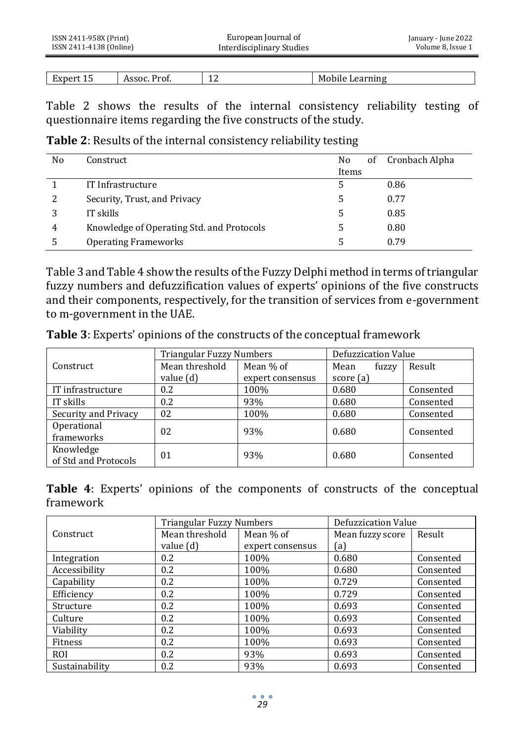| Expert 15 | Assoc. Prof. | 12 | Mobile Learning |
|---|---|---|---|

Table 2 shows the results of the internal consistency reliability testing of questionnaire items regarding the five constructs of the study.

**Table 2**: Results of the internal consistency reliability testing

| No | Construct | No of Items | Cronbach Alpha |
|---|---|---|---|
| 1 | IT Infrastructure | 5 | 0.86 |
| 2 | Security, Trust, and Privacy | 5 | 0.77 |
| 3 | IT skills | 5 | 0.85 |
| 4 | Knowledge of Operating Std. and Protocols | 5 | 0.80 |
| 5 | Operating Frameworks | 5 | 0.79 |

Table 3 and Table 4 show the results of the Fuzzy Delphi method in terms of triangular fuzzy numbers and defuzzification values of experts' opinions of the five constructs and their components, respectively, for the transition of services from e-government to m-government in the UAE.

**Table 3**: Experts' opinions of the constructs of the conceptual framework

| Construct | Triangular Fuzzy Numbers | | Defuzzication Value | |
|---|---|---|---|---|
| | Mean threshold value (d) | Mean % of expert consensus | Mean of fuzzy score (a) | Result |
| IT infrastructure | 0.2 | 100% | 0.680 | Consented |
| IT skills | 0.2 | 93% | 0.680 | Consented |
| Security and Privacy | 02 | 100% | 0.680 | Consented |
| Operational frameworks | 02 | 93% | 0.680 | Consented |
| Knowledge of Std and Protocols | 01 | 93% | 0.680 | Consented |

**Table 4**: Experts' opinions of the components of constructs of the conceptual framework

| Construct | Triangular Fuzzy Numbers | | Defuzzication Value | |
|---|---|---|---|---|
| | Mean threshold value (d) | Mean % of expert consensus | Mean fuzzy score (a) | Result |
| Integration | 0.2 | 100% | 0.680 | Consented |
| Accessibility | 0.2 | 100% | 0.680 | Consented |
| Capability | 0.2 | 100% | 0.729 | Consented |
| Efficiency | 0.2 | 100% | 0.729 | Consented |
| Structure | 0.2 | 100% | 0.693 | Consented |
| Culture | 0.2 | 100% | 0.693 | Consented |
| Viability | 0.2 | 100% | 0.693 | Consented |
| Fitness | 0.2 | 100% | 0.693 | Consented |
| ROI | 0.2 | 93% | 0.693 | Consented |
| Sustainability | 0.2 | 93% | 0.693 | Consented |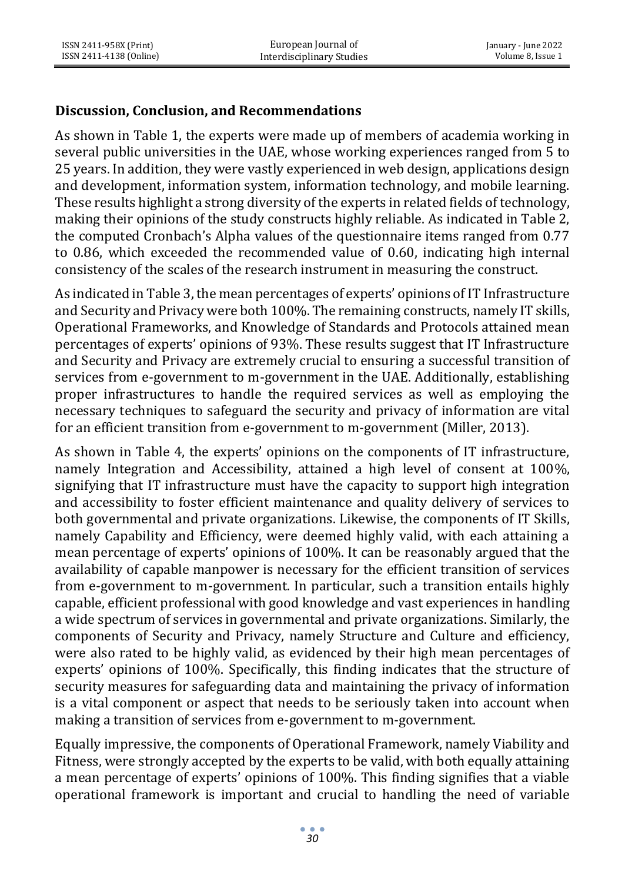## Discussion, Conclusion, and Recommendations

As shown in Table 1, the experts were made up of members of academia working in several public universities in the UAE, whose working experiences ranged from 5 to 25 years. In addition, they were vastly experienced in web design, applications design and development, information system, information technology, and mobile learning. These results highlight a strong diversity of the experts in related fields of technology, making their opinions of the study constructs highly reliable. As indicated in Table 2, the computed Cronbach's Alpha values of the questionnaire items ranged from 0.77 to 0.86, which exceeded the recommended value of 0.60, indicating high internal consistency of the scales of the research instrument in measuring the construct.

As indicated in Table 3, the mean percentages of experts' opinions of IT Infrastructure and Security and Privacy were both 100%. The remaining constructs, namely IT skills, Operational Frameworks, and Knowledge of Standards and Protocols attained mean percentages of experts' opinions of 93%. These results suggest that IT Infrastructure and Security and Privacy are extremely crucial to ensuring a successful transition of services from e-government to m-government in the UAE. Additionally, establishing proper infrastructures to handle the required services as well as employing the necessary techniques to safeguard the security and privacy of information are vital for an efficient transition from e-government to m-government (Miller, 2013).

As shown in Table 4, the experts' opinions on the components of IT infrastructure, namely Integration and Accessibility, attained a high level of consent at 100%, signifying that IT infrastructure must have the capacity to support high integration and accessibility to foster efficient maintenance and quality delivery of services to both governmental and private organizations. Likewise, the components of IT Skills, namely Capability and Efficiency, were deemed highly valid, with each attaining a mean percentage of experts' opinions of 100%. It can be reasonably argued that the availability of capable manpower is necessary for the efficient transition of services from e-government to m-government. In particular, such a transition entails highly capable, efficient professional with good knowledge and vast experiences in handling a wide spectrum of services in governmental and private organizations. Similarly, the components of Security and Privacy, namely Structure and Culture and efficiency, were also rated to be highly valid, as evidenced by their high mean percentages of experts' opinions of 100%. Specifically, this finding indicates that the structure of security measures for safeguarding data and maintaining the privacy of information is a vital component or aspect that needs to be seriously taken into account when making a transition of services from e-government to m-government.

Equally impressive, the components of Operational Framework, namely Viability and Fitness, were strongly accepted by the experts to be valid, with both equally attaining a mean percentage of experts' opinions of 100%. This finding signifies that a viable operational framework is important and crucial to handling the need of variable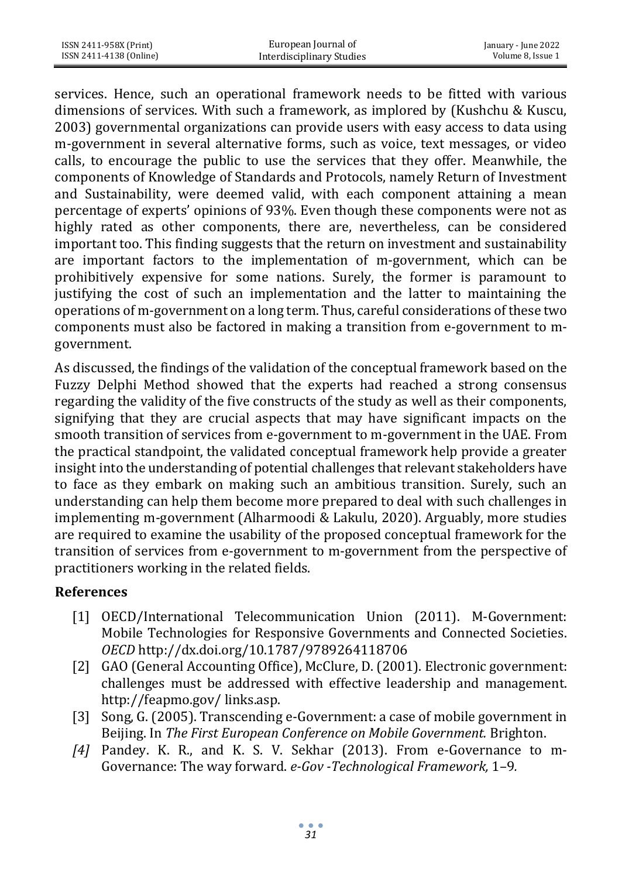services. Hence, such an operational framework needs to be fitted with various dimensions of services. With such a framework, as implored by (Kushchu & Kuscu, 2003) governmental organizations can provide users with easy access to data using m-government in several alternative forms, such as voice, text messages, or video calls, to encourage the public to use the services that they offer. Meanwhile, the components of Knowledge of Standards and Protocols, namely Return of Investment and Sustainability, were deemed valid, with each component attaining a mean percentage of experts' opinions of 93%. Even though these components were not as highly rated as other components, there are, nevertheless, can be considered important too. This finding suggests that the return on investment and sustainability are important factors to the implementation of m-government, which can be prohibitively expensive for some nations. Surely, the former is paramount to justifying the cost of such an implementation and the latter to maintaining the operations of m-government on a long term. Thus, careful considerations of these two components must also be factored in making a transition from e-government to m-government.

As discussed, the findings of the validation of the conceptual framework based on the Fuzzy Delphi Method showed that the experts had reached a strong consensus regarding the validity of the five constructs of the study as well as their components, signifying that they are crucial aspects that may have significant impacts on the smooth transition of services from e-government to m-government in the UAE. From the practical standpoint, the validated conceptual framework help provide a greater insight into the understanding of potential challenges that relevant stakeholders have to face as they embark on making such an ambitious transition. Surely, such an understanding can help them become more prepared to deal with such challenges in implementing m-government (Alharmoodi & Lakulu, 2020). Arguably, more studies are required to examine the usability of the proposed conceptual framework for the transition of services from e-government to m-government from the perspective of practitioners working in the related fields.

## References

[1] OECD/International Telecommunication Union (2011). M-Government: Mobile Technologies for Responsive Governments and Connected Societies. *OECD* http://dx.doi.org/10.1787/9789264118706

[2] GAO (General Accounting Office), McClure, D. (2001). Electronic government: challenges must be addressed with effective leadership and management. http://feapmo.gov/ links.asp.

[3] Song, G. (2005). Transcending e-Government: a case of mobile government in Beijing. In *The First European Conference on Mobile Government.* Brighton.

*[4]* Pandey. K. R., and K. S. V. Sekhar (2013). From e-Governance to m-Governance: The way forward. *e-Gov -Technological Framework,* 1–9.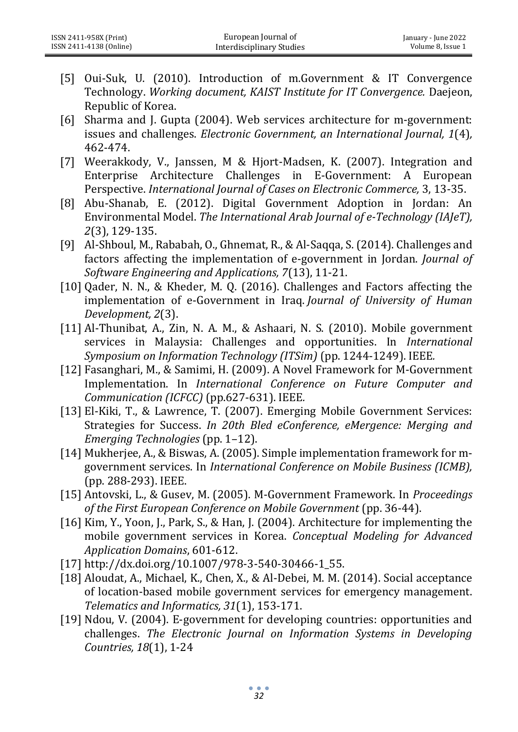[5] Oui-Suk, U. (2010). Introduction of m.Government & IT Convergence Technology. *Working document, KAIST Institute for IT Convergence.* Daejeon, Republic of Korea.

[6] Sharma and J. Gupta (2004). Web services architecture for m-government: issues and challenges. *Electronic Government, an International Journal, 1*(4), 462-474.

[7] Weerakkody, V., Janssen, M & Hjort-Madsen, K. (2007). Integration and Enterprise Architecture Challenges in E-Government: A European Perspective. *International Journal of Cases on Electronic Commerce,* 3, 13-35.

[8] Abu-Shanab, E. (2012). Digital Government Adoption in Jordan: An Environmental Model. *The International Arab Journal of e-Technology (IAJeT), 2*(3), 129-135.

[9] Al-Shboul, M., Rababah, O., Ghnemat, R., & Al-Saqqa, S. (2014). Challenges and factors affecting the implementation of e-government in Jordan. *Journal of Software Engineering and Applications, 7*(13), 11-21.

[10] Qader, N. N., & Kheder, M. Q. (2016). Challenges and Factors affecting the implementation of e-Government in Iraq. *Journal of University of Human Development, 2*(3).

[11] Al-Thunibat, A., Zin, N. A. M., & Ashaari, N. S. (2010). Mobile government services in Malaysia: Challenges and opportunities. In *International Symposium on Information Technology (ITSim)* (pp. 1244-1249). IEEE.

[12] Fasanghari, M., & Samimi, H. (2009). A Novel Framework for M-Government Implementation. In *International Conference on Future Computer and Communication (ICFCC)* (pp.627-631). IEEE.

[13] El-Kiki, T., & Lawrence, T. (2007). Emerging Mobile Government Services: Strategies for Success. *In 20th Bled eConference, eMergence: Merging and Emerging Technologies* (pp. 1–12).

[14] Mukherjee, A., & Biswas, A. (2005). Simple implementation framework for m-government services. In *International Conference on Mobile Business (ICMB),* (pp. 288-293). IEEE.

[15] Antovski, L., & Gusev, M. (2005). M-Government Framework. In *Proceedings of the First European Conference on Mobile Government* (pp. 36-44).

[16] Kim, Y., Yoon, J., Park, S., & Han, J. (2004). Architecture for implementing the mobile government services in Korea. *Conceptual Modeling for Advanced Application Domains*, 601-612.

[17] http://dx.doi.org/10.1007/978-3-540-30466-1_55.

[18] Aloudat, A., Michael, K., Chen, X., & Al-Debei, M. M. (2014). Social acceptance of location-based mobile government services for emergency management. *Telematics and Informatics, 31*(1), 153-171.

[19] Ndou, V. (2004). E-government for developing countries: opportunities and challenges. *The Electronic Journal on Information Systems in Developing Countries, 18*(1), 1-24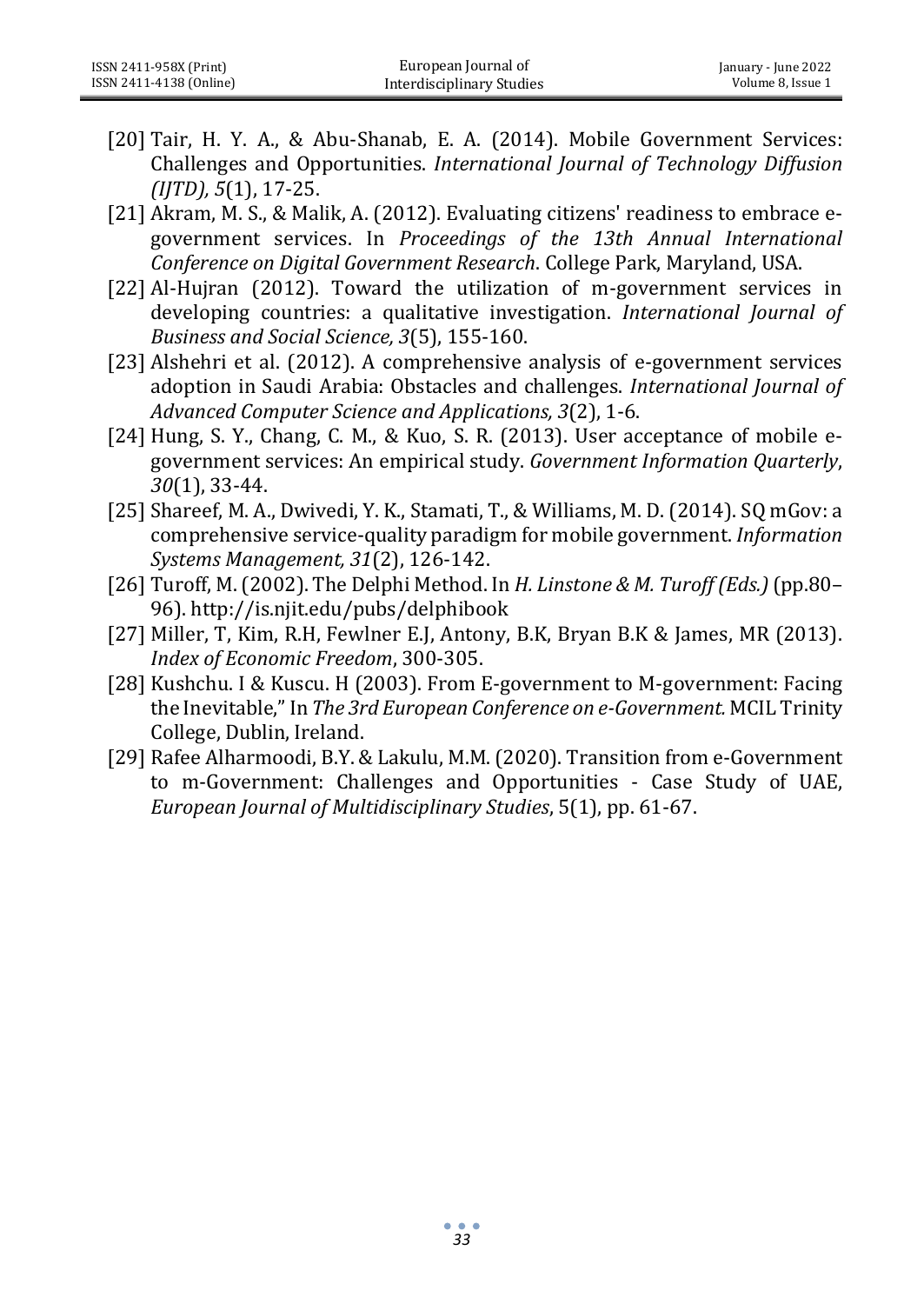[20] Tair, H. Y. A., & Abu-Shanab, E. A. (2014). Mobile Government Services: Challenges and Opportunities. *International Journal of Technology Diffusion (IJTD), 5*(1), 17-25.

[21] Akram, M. S., & Malik, A. (2012). Evaluating citizens' readiness to embrace e-government services. In *Proceedings of the 13th Annual International Conference on Digital Government Research*. College Park, Maryland, USA.

[22] Al-Hujran (2012). Toward the utilization of m-government services in developing countries: a qualitative investigation. *International Journal of Business and Social Science, 3*(5), 155-160.

[23] Alshehri et al. (2012). A comprehensive analysis of e-government services adoption in Saudi Arabia: Obstacles and challenges. *International Journal of Advanced Computer Science and Applications, 3*(2), 1-6.

[24] Hung, S. Y., Chang, C. M., & Kuo, S. R. (2013). User acceptance of mobile e-government services: An empirical study. *Government Information Quarterly*, *30*(1), 33-44.

[25] Shareef, M. A., Dwivedi, Y. K., Stamati, T., & Williams, M. D. (2014). SQ mGov: a comprehensive service-quality paradigm for mobile government. *Information Systems Management, 31*(2), 126-142.

[26] Turoff, M. (2002). The Delphi Method. In *H. Linstone & M. Turoff (Eds.)* (pp.80–96). http://is.njit.edu/pubs/delphibook

[27] Miller, T, Kim, R.H, Fewlner E.J, Antony, B.K, Bryan B.K & James, MR (2013). *Index of Economic Freedom*, 300-305.

[28] Kushchu. I & Kuscu. H (2003). From E-government to M-government: Facing the Inevitable," In *The 3rd European Conference on e-Government.* MCIL Trinity College, Dublin, Ireland.

[29] Rafee Alharmoodi, B.Y. & Lakulu, M.M. (2020). Transition from e-Government to m-Government: Challenges and Opportunities - Case Study of UAE, *European Journal of Multidisciplinary Studies*, 5(1), pp. 61-67.